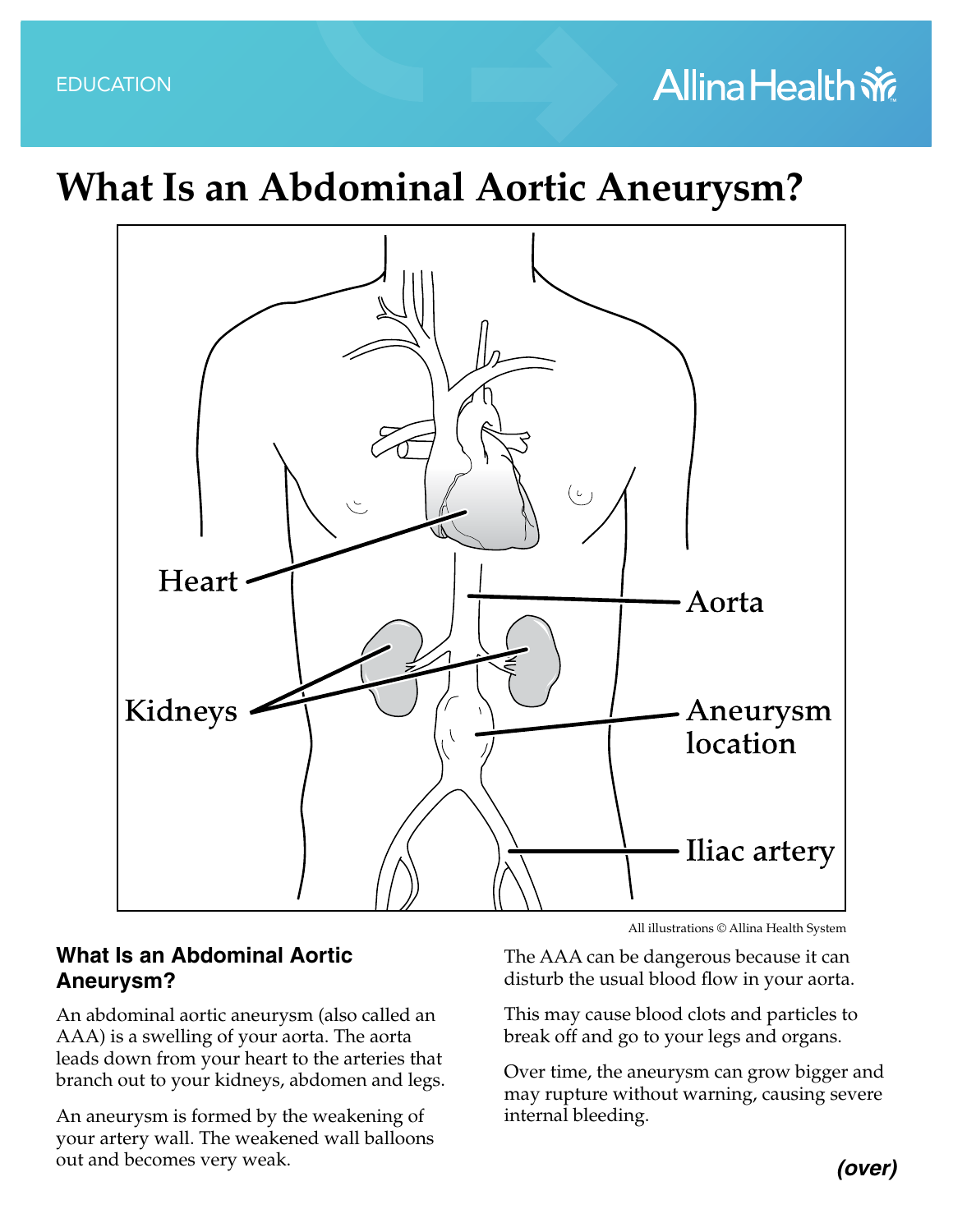EDUCATION

# What Is an Abdominal Aortic Aneurysm?

Heart

Aorta

Kidneys

Aneurysm location

Iliac artery

All illustrations © Allina Health System

## What Is an Abdominal Aortic Aneurysm?

An abdominal aortic aneurysm (also called an AAA) is a swelling of your aorta. The aorta leads down from your heart to the arteries that branch out to your kidneys, abdomen and legs.

An aneurysm is formed by the weakening of your artery wall. The weakened wall balloons out and becomes very weak.

The AAA can be dangerous because it can disturb the usual blood flow in your aorta.

This may cause blood clots and particles to break off and go to your legs and organs.

Over time, the aneurysm can grow bigger and may rupture without warning, causing severe internal bleeding.

***(over)***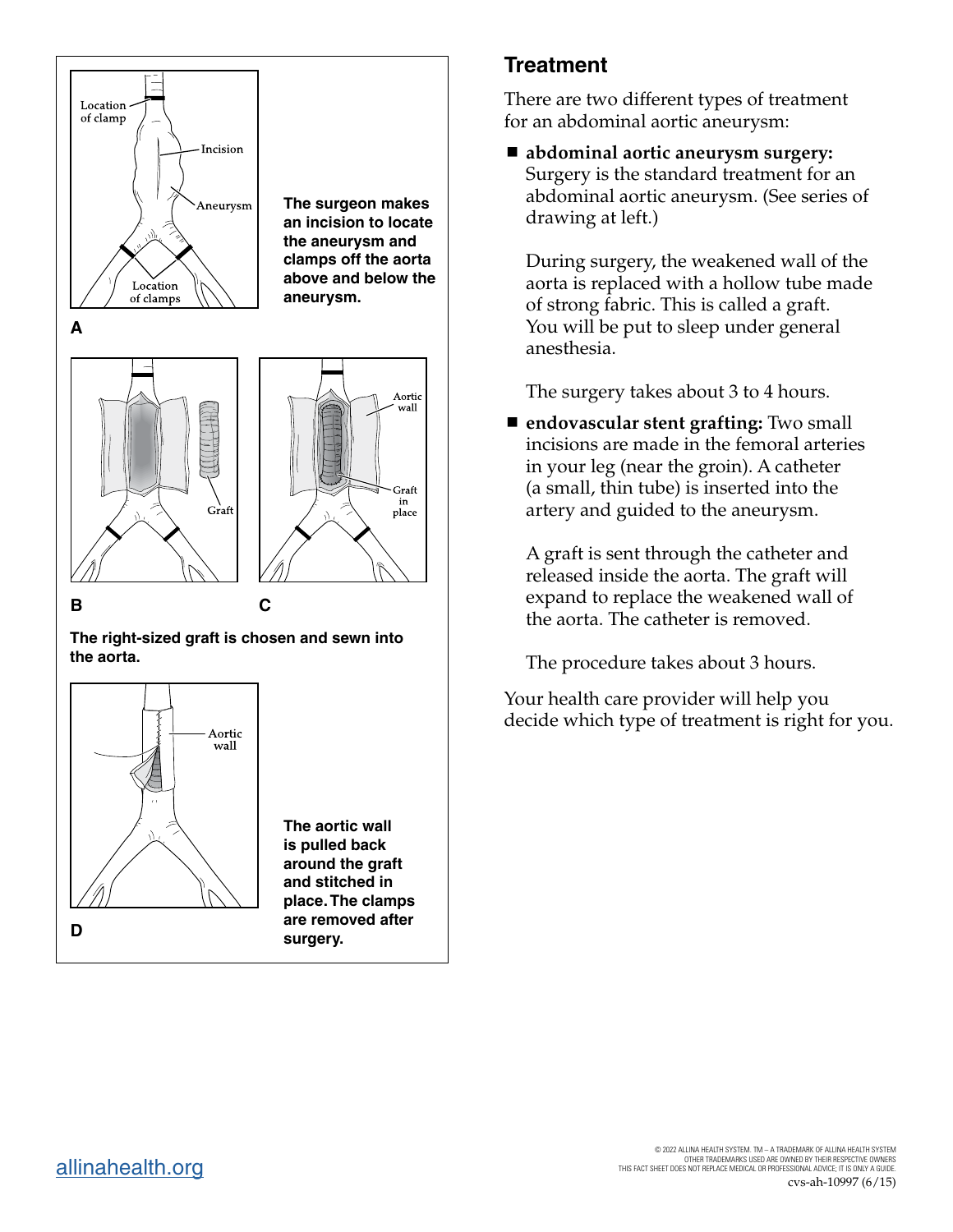**A**

The surgeon makes an incision to locate the aneurysm and clamps off the aorta above and below the aneurysm.

Location of clamp

Incision

Aneurysm

Location of clamps

**B** **C**

Graft

Aortic wall

Graft in place

**The right-sized graft is chosen and sewn into the aorta.**

**D**

Aortic wall

**The aortic wall is pulled back around the graft and stitched in place. The clamps are removed after surgery.**

## Treatment

There are two different types of treatment for an abdominal aortic aneurysm:

- **abdominal aortic aneurysm surgery:** Surgery is the standard treatment for an abdominal aortic aneurysm. (See series of drawing at left.)

  During surgery, the weakened wall of the aorta is replaced with a hollow tube made of strong fabric. This is called a graft. You will be put to sleep under general anesthesia.

  The surgery takes about 3 to 4 hours.

- **endovascular stent grafting:** Two small incisions are made in the femoral arteries in your leg (near the groin). A catheter (a small, thin tube) is inserted into the artery and guided to the aneurysm.

  A graft is sent through the catheter and released inside the aorta. The graft will expand to replace the weakened wall of the aorta. The catheter is removed.

  The procedure takes about 3 hours.

Your health care provider will help you decide which type of treatment is right for you.

allinahealth.org

© 2022 ALLINA HEALTH SYSTEM. TM – A TRADEMARK OF ALLINA HEALTH SYSTEM
OTHER TRADEMARKS USED ARE OWNED BY THEIR RESPECTIVE OWNERS
THIS FACT SHEET DOES NOT REPLACE MEDICAL OR PROFESSIONAL ADVICE; IT IS ONLY A GUIDE.
cvs-ah-10997 (6/15)